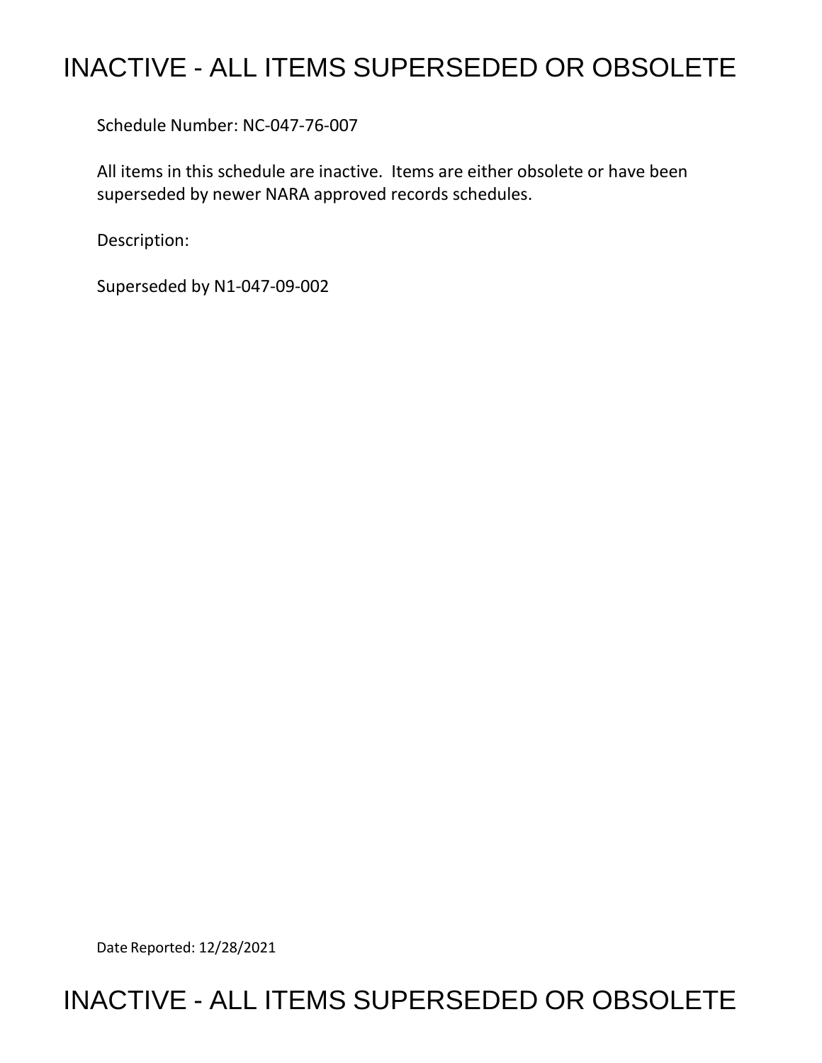# INACTIVE - ALL ITEMS SUPERSEDED OR OBSOLETE

Schedule Number: NC-047-76-007

All items in this schedule are inactive. Items are either obsolete or have been superseded by newer NARA approved records schedules.

Description:

Superseded by N1-047-09-002

Date Reported: 12/28/2021

# INACTIVE - ALL ITEMS SUPERSEDED OR OBSOLETE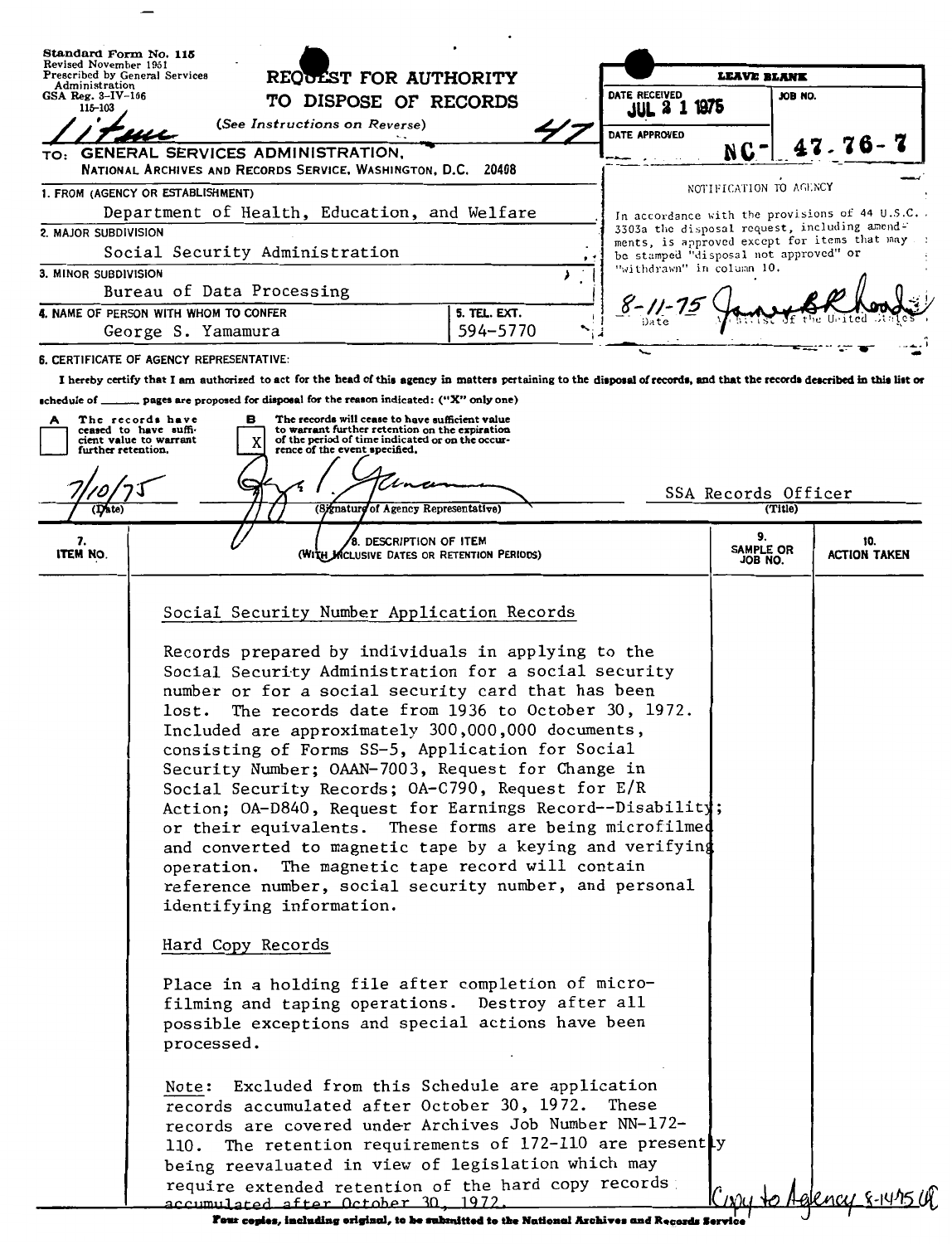Standard Form No. 115
Revised November 1951
Prescribed by General Services Administration
GSA Reg. 3-IV-106
115-103

# REQUEST FOR AUTHORITY TO DISPOSE OF RECORDS

(See Instructions on Reverse)

47

TO: GENERAL SERVICES ADMINISTRATION,
NATIONAL ARCHIVES AND RECORDS SERVICE, WASHINGTON, D.C. 20408

| LEAVE BLANK | |
|---|---|
| DATE RECEIVED JUL 21 1975 | JOB NO. |
| DATE APPROVED | NC- 47-76-7 |

NOTIFICATION TO AGENCY

In accordance with the provisions of 44 U.S.C. 3303a the disposal request, including amendments, is approved except for items that may be stamped "disposal not approved" or "withdrawn" in column 10.

8-11-75 — Date — Archivist of the United States

1. FROM (AGENCY OR ESTABLISHMENT)
Department of Health, Education, and Welfare

2. MAJOR SUBDIVISION
Social Security Administration

3. MINOR SUBDIVISION
Bureau of Data Processing

4. NAME OF PERSON WITH WHOM TO CONFER
George S. Yamamura

5. TEL. EXT.
594-5770

6. CERTIFICATE OF AGENCY REPRESENTATIVE:

I hereby certify that I am authorized to act for the head of this agency in matters pertaining to the disposal of records, and that the records described in this list or schedule of _____ pages are proposed for disposal for the reason indicated: ("X" only one)

- [ ] A The records have ceased to have sufficient value to warrant further retention.
- [X] B The records will cease to have sufficient value to warrant further retention on the expiration of the period of time indicated or on the occurrence of the event specified.

7/10/75 (Date) — (Signature of Agency Representative) — SSA Records Officer (Title)

| 7. ITEM NO. | 8. DESCRIPTION OF ITEM (WITH INCLUSIVE DATES OR RETENTION PERIODS) | 9. SAMPLE OR JOB NO. | 10. ACTION TAKEN |
|---|---|---|---|

Social Security Number Application Records

Records prepared by individuals in applying to the Social Security Administration for a social security number or for a social security card that has been lost. The records date from 1936 to October 30, 1972. Included are approximately 300,000,000 documents, consisting of Forms SS-5, Application for Social Security Number; OAAN-7003, Request for Change in Social Security Records; OA-C790, Request for E/R Action; OA-D840, Request for Earnings Record--Disability; or their equivalents. These forms are being microfilmed and converted to magnetic tape by a keying and verifying operation. The magnetic tape record will contain reference number, social security number, and personal identifying information.

Hard Copy Records

Place in a holding file after completion of microfilming and taping operations. Destroy after all possible exceptions and special actions have been processed.

Note: Excluded from this Schedule are application records accumulated after October 30, 1972. These records are covered under Archives Job Number NN-172-110. The retention requirements of 172-110 are presently being reevaluated in view of legislation which may require extended retention of the hard copy records accumulated after October 30, 1972.

Copy to Agency 8-14-75

Four copies, including original, to be submitted to the National Archives and Records Service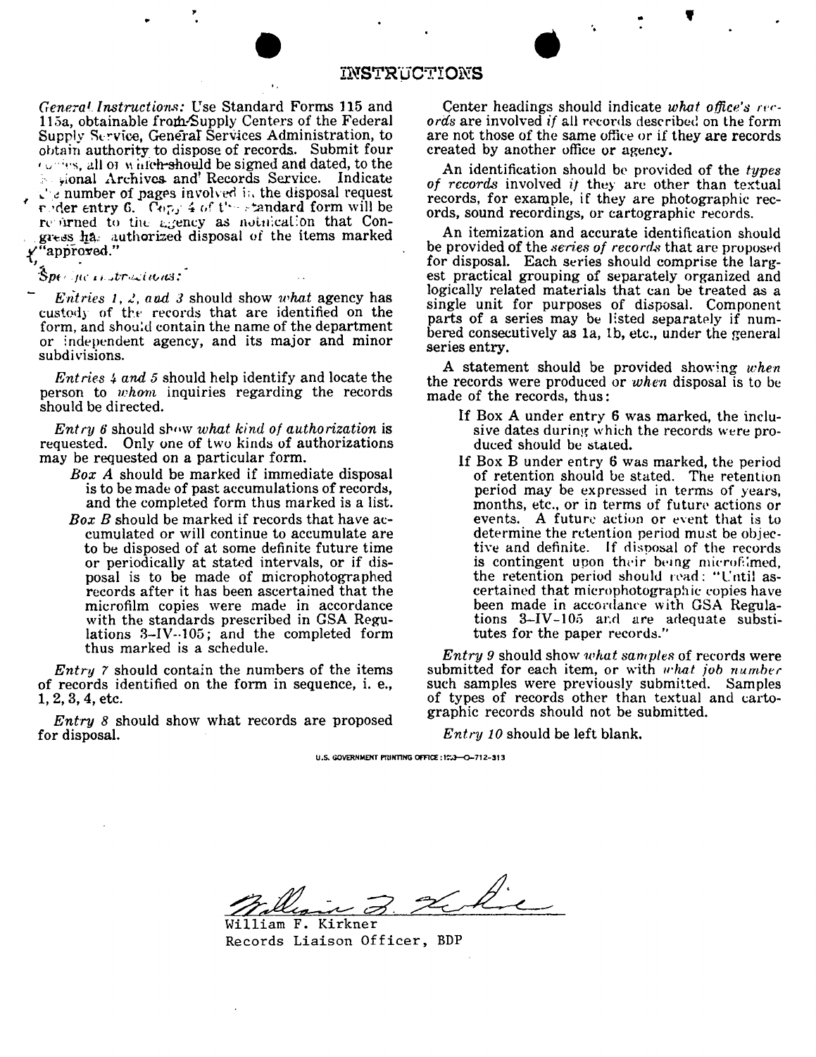# INSTRUCTIONS

*General Instructions:* Use Standard Forms 115 and 115a, obtainable from Supply Centers of the Federal Supply Service, General Services Administration, to obtain authority to dispose of records. Submit four copies, all of which should be signed and dated, to the National Archives and Records Service. Indicate the number of pages involved in the disposal request under entry 6. Copy 4 of the standard form will be returned to the agency as notification that Congress has authorized disposal of the items marked "approved."

*Specific Instructions:*

*Entries 1, 2, and 3* should show *what* agency has custody of the records that are identified on the form, and should contain the name of the department or independent agency, and its major and minor subdivisions.

*Entries 4 and 5* should help identify and locate the person to *whom* inquiries regarding the records should be directed.

*Entry 6* should show *what kind of authorization* is requested. Only one of two kinds of authorizations may be requested on a particular form.

*Box A* should be marked if immediate disposal is to be made of past accumulations of records, and the completed form thus marked is a list.

*Box B* should be marked if records that have accumulated or will continue to accumulate are to be disposed of at some definite future time or periodically at stated intervals, or if disposal is to be made of microphotographed records after it has been ascertained that the microfilm copies were made in accordance with the standards prescribed in GSA Regulations 3–IV–105; and the completed form thus marked is a schedule.

*Entry 7* should contain the numbers of the items of records identified on the form in sequence, i. e., 1, 2, 3, 4, etc.

*Entry 8* should show what records are proposed for disposal.

Center headings should indicate *what office's records* are involved *if* all records described on the form are not those of the same office or if they are records created by another office or agency.

An identification should be provided of the *types of records* involved *if* they are other than textual records, for example, if they are photographic records, sound recordings, or cartographic records.

An itemization and accurate identification should be provided of the *series of records* that are proposed for disposal. Each series should comprise the largest practical grouping of separately organized and logically related materials that can be treated as a single unit for purposes of disposal. Component parts of a series may be listed separately if numbered consecutively as 1a, 1b, etc., under the general series entry.

A statement should be provided showing *when* the records were produced or *when* disposal is to be made of the records, thus:

If Box A under entry 6 was marked, the inclusive dates during which the records were produced should be stated.

If Box B under entry 6 was marked, the period of retention should be stated. The retention period may be expressed in terms of years, months, etc., or in terms of future actions or events. A future action or event that is to determine the retention period must be objective and definite. If disposal of the records is contingent upon their being microfilmed, the retention period should read: "Until ascertained that microphotographic copies have been made in accordance with GSA Regulations 3–IV–105 and are adequate substitutes for the paper records."

*Entry 9* should show *what samples* of records were submitted for each item, or with *what job number* such samples were previously submitted. Samples of types of records other than textual and cartographic records should not be submitted.

*Entry 10* should be left blank.

U.S. GOVERNMENT PRINTING OFFICE : 1963—O—712-313

William F. Kirkner
Records Liaison Officer, BDP